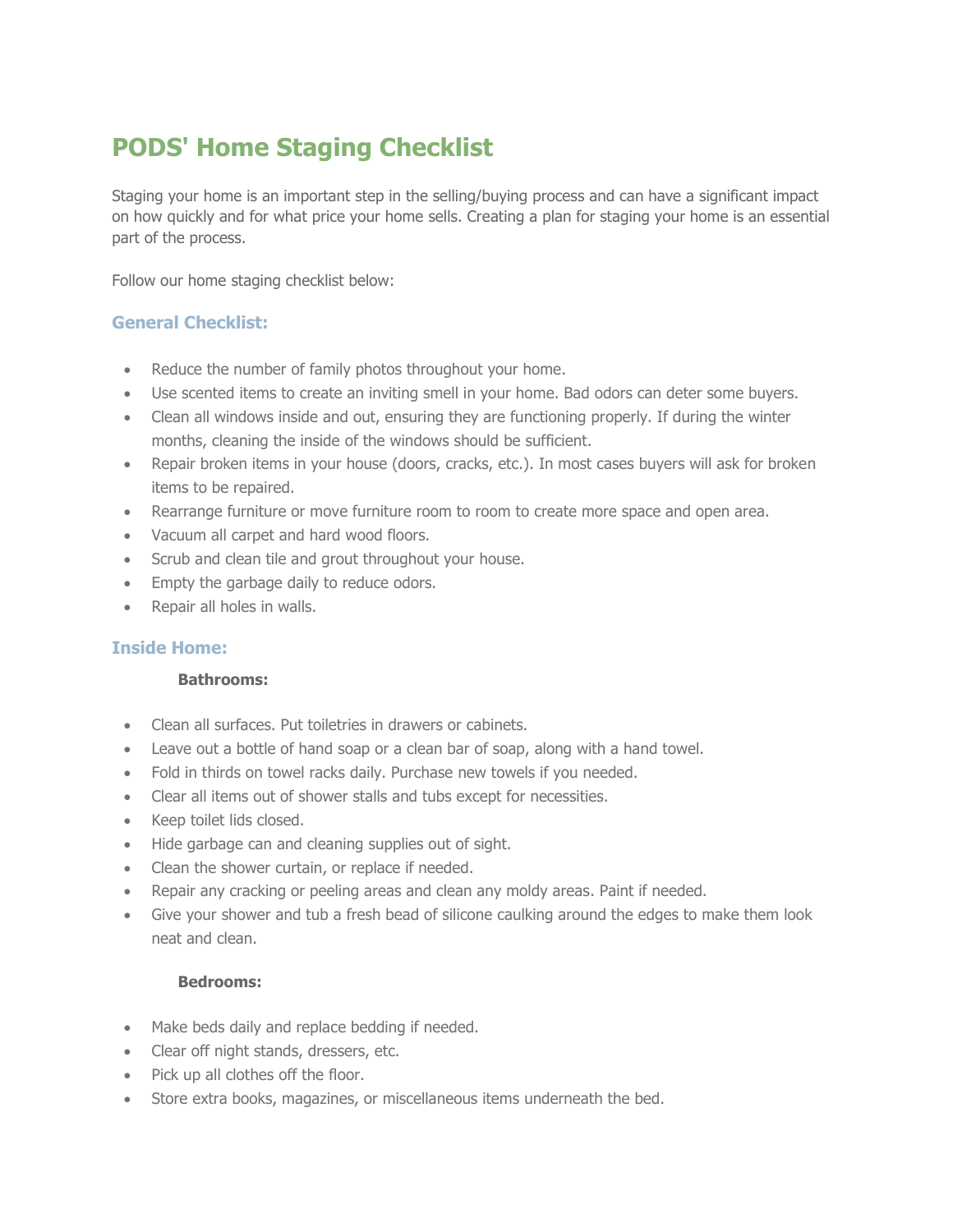# PODS' Home Staging Checklist

Staging your home is an important step in the selling/buying process and can have a significant impact on how quickly and for what price your home sells. Creating a plan for staging your home is an essential part of the process.

Follow our home staging checklist below:

## General Checklist:

- Reduce the number of family photos throughout your home.
- Use scented items to create an inviting smell in your home. Bad odors can deter some buyers.
- Clean all windows inside and out, ensuring they are functioning properly. If during the winter months, cleaning the inside of the windows should be sufficient.
- Repair broken items in your house (doors, cracks, etc.). In most cases buyers will ask for broken items to be repaired.
- Rearrange furniture or move furniture room to room to create more space and open area.
- Vacuum all carpet and hard wood floors.
- Scrub and clean tile and grout throughout your house.
- Empty the garbage daily to reduce odors.
- Repair all holes in walls.

## Inside Home:

### Bathrooms:

- Clean all surfaces. Put toiletries in drawers or cabinets.
- Leave out a bottle of hand soap or a clean bar of soap, along with a hand towel.
- Fold in thirds on towel racks daily. Purchase new towels if you needed.
- Clear all items out of shower stalls and tubs except for necessities.
- Keep toilet lids closed.
- Hide garbage can and cleaning supplies out of sight.
- Clean the shower curtain, or replace if needed.
- Repair any cracking or peeling areas and clean any moldy areas. Paint if needed.
- Give your shower and tub a fresh bead of silicone caulking around the edges to make them look neat and clean.

### Bedrooms:

- Make beds daily and replace bedding if needed.
- Clear off night stands, dressers, etc.
- Pick up all clothes off the floor.
- Store extra books, magazines, or miscellaneous items underneath the bed.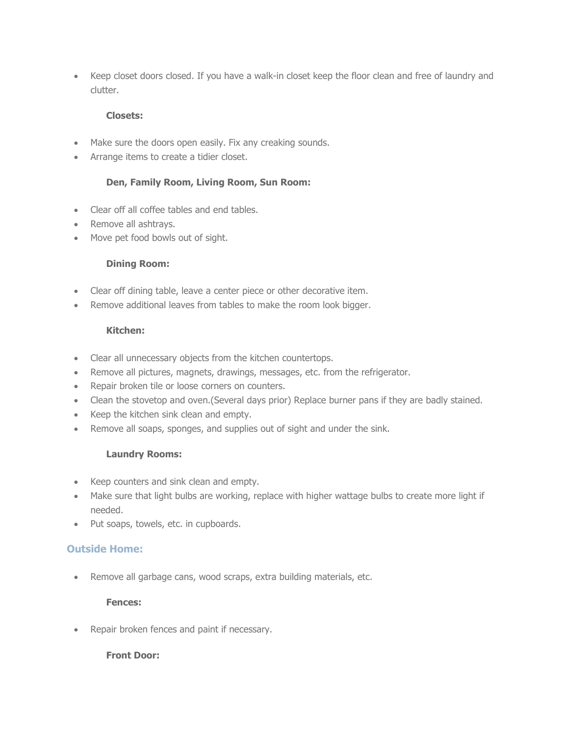- Keep closet doors closed. If you have a walk-in closet keep the floor clean and free of laundry and clutter.

**Closets:**

- Make sure the doors open easily. Fix any creaking sounds.
- Arrange items to create a tidier closet.

**Den, Family Room, Living Room, Sun Room:**

- Clear off all coffee tables and end tables.
- Remove all ashtrays.
- Move pet food bowls out of sight.

**Dining Room:**

- Clear off dining table, leave a center piece or other decorative item.
- Remove additional leaves from tables to make the room look bigger.

**Kitchen:**

- Clear all unnecessary objects from the kitchen countertops.
- Remove all pictures, magnets, drawings, messages, etc. from the refrigerator.
- Repair broken tile or loose corners on counters.
- Clean the stovetop and oven.(Several days prior) Replace burner pans if they are badly stained.
- Keep the kitchen sink clean and empty.
- Remove all soaps, sponges, and supplies out of sight and under the sink.

**Laundry Rooms:**

- Keep counters and sink clean and empty.
- Make sure that light bulbs are working, replace with higher wattage bulbs to create more light if needed.
- Put soaps, towels, etc. in cupboards.

## Outside Home:

- Remove all garbage cans, wood scraps, extra building materials, etc.

**Fences:**

- Repair broken fences and paint if necessary.

**Front Door:**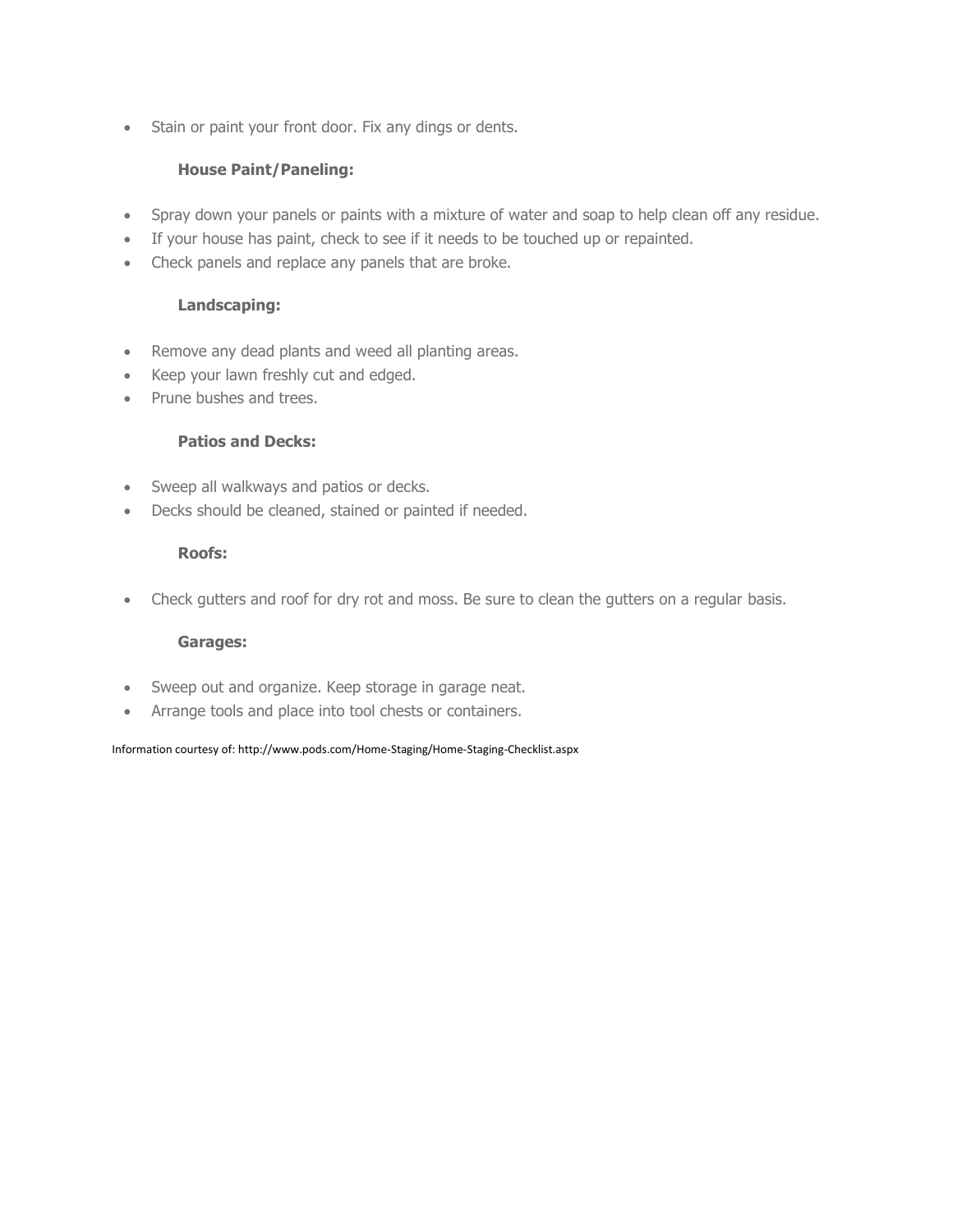- Stain or paint your front door. Fix any dings or dents.

**House Paint/Paneling:**

- Spray down your panels or paints with a mixture of water and soap to help clean off any residue.
- If your house has paint, check to see if it needs to be touched up or repainted.
- Check panels and replace any panels that are broke.

**Landscaping:**

- Remove any dead plants and weed all planting areas.
- Keep your lawn freshly cut and edged.
- Prune bushes and trees.

**Patios and Decks:**

- Sweep all walkways and patios or decks.
- Decks should be cleaned, stained or painted if needed.

**Roofs:**

- Check gutters and roof for dry rot and moss. Be sure to clean the gutters on a regular basis.

**Garages:**

- Sweep out and organize. Keep storage in garage neat.
- Arrange tools and place into tool chests or containers.

Information courtesy of: http://www.pods.com/Home-Staging/Home-Staging-Checklist.aspx